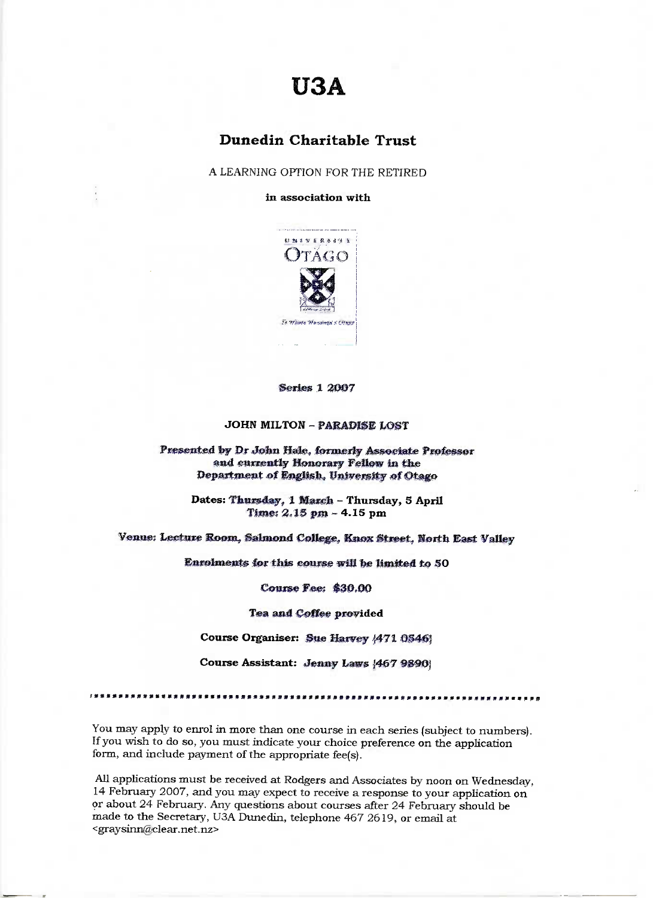# U3A

## Dunedin Charitable Trust

A LEARNING OPTION FOR THE RETIRED

**in association with**

UNIVERSITY OTAGO

*Te Whare Wananga o Otago*

**Series 1 2007**

**JOHN MILTON – PARADISE LOST**

**Presented by Dr John Hale, formerly Associate Professor and currently Honorary Fellow in the Department of English, University of Otago**

**Dates: Thursday, 1 March – Thursday, 5 April**
**Time: 2.15 pm – 4.15 pm**

**Venue: Lecture Room, Salmond College, Knox Street, North East Valley**

**Enrolments for this course will be limited to 50**

**Course Fee: $30.00**

**Tea and Coffee provided**

**Course Organiser: Sue Harvey (471 0546)**

**Course Assistant: Jenny Laws (467 9890)**

---

You may apply to enrol in more than one course in each series (subject to numbers). If you wish to do so, you must indicate your choice preference on the application form, and include payment of the appropriate fee(s).

All applications must be received at Rodgers and Associates by noon on Wednesday, 14 February 2007, and you may expect to receive a response to your application on or about 24 February. Any questions about courses after 24 February should be made to the Secretary, U3A Dunedin, telephone 467 2619, or email at <graysinn@clear.net.nz>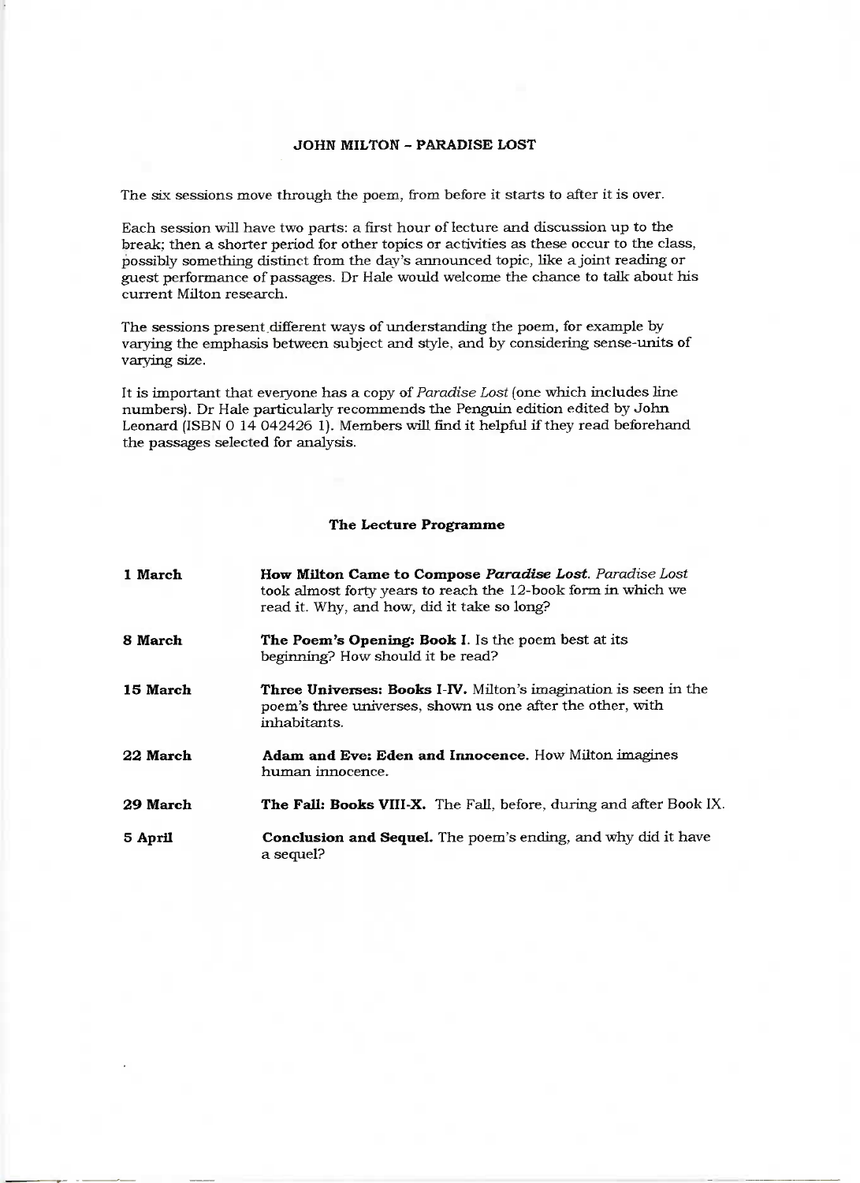# JOHN MILTON – PARADISE LOST

The six sessions move through the poem, from before it starts to after it is over.

Each session will have two parts: a first hour of lecture and discussion up to the break; then a shorter period for other topics or activities as these occur to the class, possibly something distinct from the day's announced topic, like a joint reading or guest performance of passages. Dr Hale would welcome the chance to talk about his current Milton research.

The sessions present different ways of understanding the poem, for example by varying the emphasis between subject and style, and by considering sense-units of varying size.

It is important that everyone has a copy of *Paradise Lost* (one which includes line numbers). Dr Hale particularly recommends the Penguin edition edited by John Leonard (ISBN 0 14 042426 1). Members will find it helpful if they read beforehand the passages selected for analysis.

## The Lecture Programme

| | |
|---|---|
| **1 March** | **How Milton Came to Compose *Paradise Lost*.** *Paradise Lost* took almost forty years to reach the 12-book form in which we read it. Why, and how, did it take so long? |
| **8 March** | **The Poem's Opening: Book I.** Is the poem best at its beginning? How should it be read? |
| **15 March** | **Three Universes: Books I-IV.** Milton's imagination is seen in the poem's three universes, shown us one after the other, with inhabitants. |
| **22 March** | **Adam and Eve: Eden and Innocence.** How Milton imagines human innocence. |
| **29 March** | **The Fall: Books VIII-X.** The Fall, before, during and after Book IX. |
| **5 April** | **Conclusion and Sequel.** The poem's ending, and why did it have a sequel? |